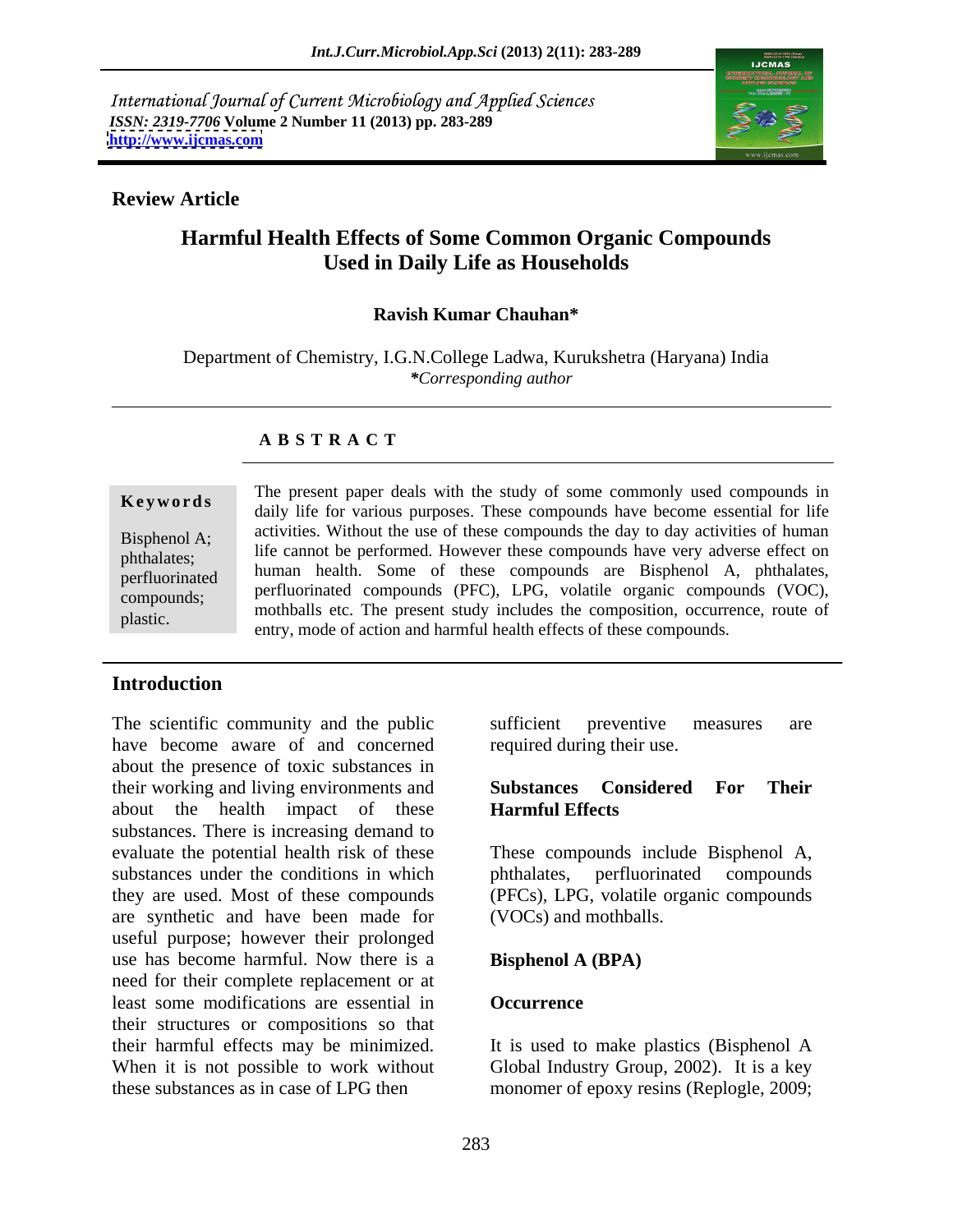International Journal of Current Microbiology and Applied Sciences
*ISSN: 2319-7706* **Volume 2 Number 11 (2013) pp. 283-289**
**http://www.ijcmas.com**

**Review Article**

# Harmful Health Effects of Some Common Organic Compounds Used in Daily Life as Households

**Ravish Kumar Chauhan***

Department of Chemistry, I.G.N.College Ladwa, Kurukshetra (Haryana) India
**Corresponding author*

## A B S T R A C T

**Keywords**

Bisphenol A; phthalates; perfluorinated compounds; plastic.

The present paper deals with the study of some commonly used compounds in daily life for various purposes. These compounds have become essential for life activities. Without the use of these compounds the day to day activities of human life cannot be performed. However these compounds have very adverse effect on human health. Some of these compounds are Bisphenol A, phthalates, perfluorinated compounds (PFC), LPG, volatile organic compounds (VOC), mothballs etc. The present study includes the composition, occurrence, route of entry, mode of action and harmful health effects of these compounds.

## Introduction

The scientific community and the public have become aware of and concerned about the presence of toxic substances in their working and living environments and about the health impact of these substances. There is increasing demand to evaluate the potential health risk of these substances under the conditions in which they are used. Most of these compounds are synthetic and have been made for useful purpose; however their prolonged use has become harmful. Now there is a need for their complete replacement or at least some modifications are essential in their structures or compositions so that their harmful effects may be minimized. When it is not possible to work without these substances as in case of LPG then sufficient preventive measures are required during their use.

## Substances Considered For Their Harmful Effects

These compounds include Bisphenol A, phthalates, perfluorinated compounds (PFCs), LPG, volatile organic compounds (VOCs) and mothballs.

### Bisphenol A (BPA)

#### Occurrence

It is used to make plastics (Bisphenol A Global Industry Group, 2002). It is a key monomer of epoxy resins (Replogle, 2009;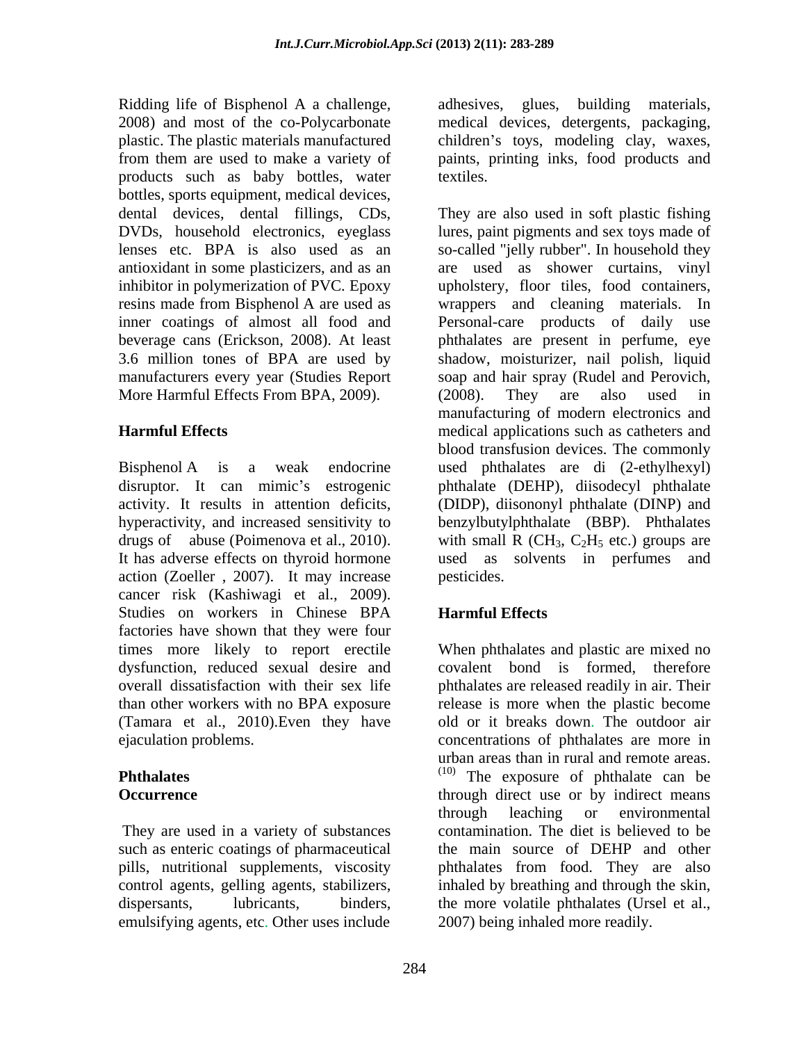Ridding life of Bisphenol A a challenge, 2008) and most of the co-Polycarbonate plastic. The plastic materials manufactured from them are used to make a variety of products such as baby bottles, water bottles, sports equipment, medical devices, dental devices, dental fillings, CDs, DVDs, household electronics, eyeglass lenses etc. BPA is also used as an antioxidant in some plasticizers, and as an inhibitor in polymerization of PVC. Epoxy resins made from Bisphenol A are used as inner coatings of almost all food and beverage cans (Erickson, 2008). At least 3.6 million tones of BPA are used by manufacturers every year (Studies Report More Harmful Effects From BPA, 2009).

## Harmful Effects

Bisphenol A is a weak endocrine disruptor. It can mimic's estrogenic activity. It results in attention deficits, hyperactivity, and increased sensitivity to drugs of abuse (Poimenova et al., 2010). It has adverse effects on thyroid hormone action (Zoeller , 2007). It may increase cancer risk (Kashiwagi et al., 2009). Studies on workers in Chinese BPA factories have shown that they were four times more likely to report erectile dysfunction, reduced sexual desire and overall dissatisfaction with their sex life than other workers with no BPA exposure (Tamara et al., 2010).Even they have ejaculation problems.

## Phthalates

### Occurrence

They are used in a variety of substances such as enteric coatings of pharmaceutical pills, nutritional supplements, viscosity control agents, gelling agents, stabilizers, dispersants, lubricants, binders, emulsifying agents, etc. Other uses include adhesives, glues, building materials, medical devices, detergents, packaging, children's toys, modeling clay, waxes, paints, printing inks, food products and textiles.

They are also used in soft plastic fishing lures, paint pigments and sex toys made of so-called "jelly rubber". In household they are used as shower curtains, vinyl upholstery, floor tiles, food containers, wrappers and cleaning materials. In Personal-care products of daily use phthalates are present in perfume, eye shadow, moisturizer, nail polish, liquid soap and hair spray (Rudel and Perovich, (2008). They are also used in manufacturing of modern electronics and medical applications such as catheters and blood transfusion devices. The commonly used phthalates are di (2-ethylhexyl) phthalate (DEHP), diisodecyl phthalate (DIDP), diisononyl phthalate (DINP) and benzylbutylphthalate (BBP). Phthalates with small R ($CH_3$, $C_2H_5$ etc.) groups are used as solvents in perfumes and pesticides.

## Harmful Effects

When phthalates and plastic are mixed no covalent bond is formed, therefore phthalates are released readily in air. Their release is more when the plastic become old or it breaks down. The outdoor air concentrations of phthalates are more in urban areas than in rural and remote areas. [10] The exposure of phthalate can be through direct use or by indirect means through leaching or environmental contamination. The diet is believed to be the main source of DEHP and other phthalates from food. They are also inhaled by breathing and through the skin, the more volatile phthalates (Ursel et al., 2007) being inhaled more readily.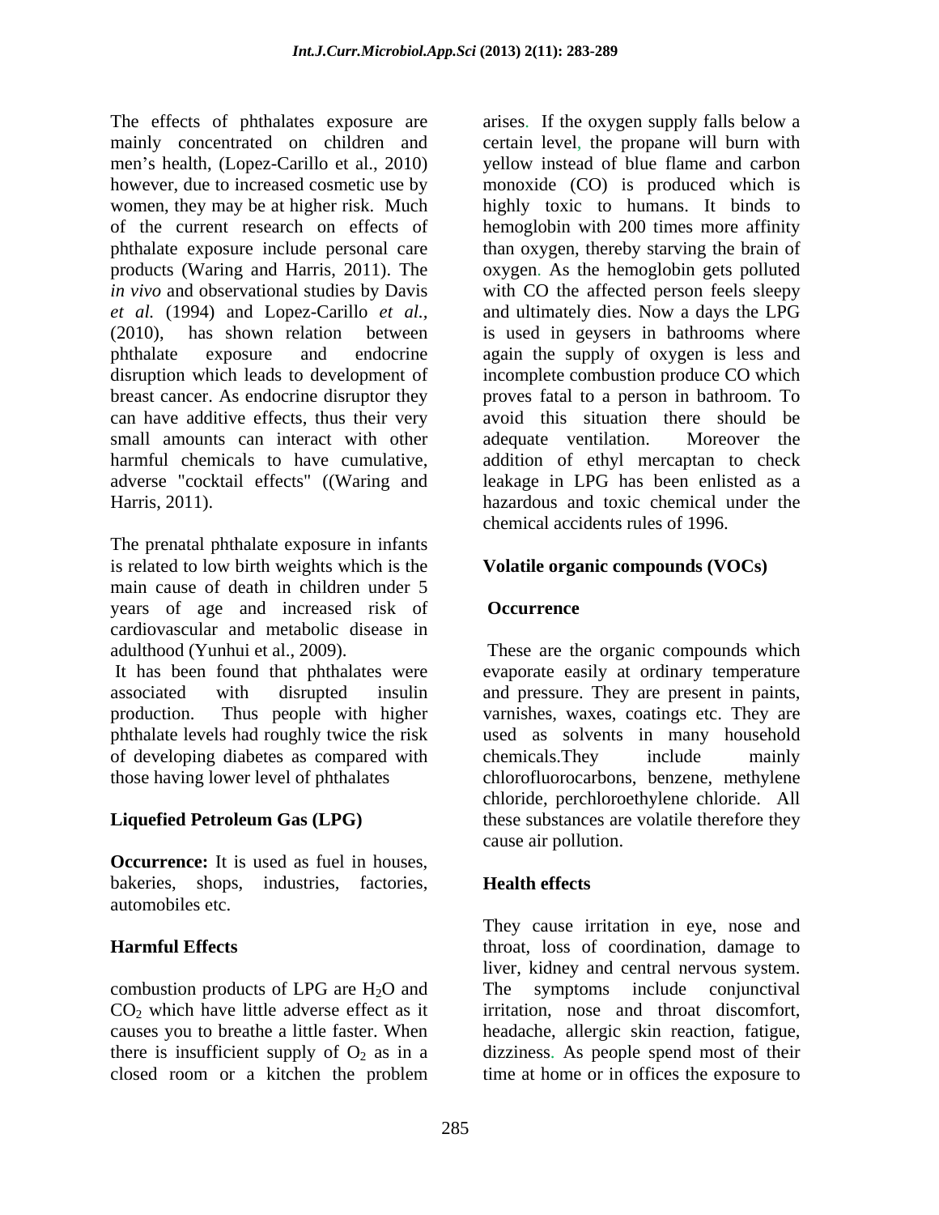The effects of phthalates exposure are mainly concentrated on children and men's health, (Lopez-Carillo et al., 2010) however, due to increased cosmetic use by women, they may be at higher risk. Much of the current research on effects of phthalate exposure include personal care products (Waring and Harris, 2011). The *in vivo* and observational studies by Davis *et al.* (1994) and Lopez-Carillo *et al.,* (2010), has shown relation between phthalate exposure and endocrine disruption which leads to development of breast cancer. As endocrine disruptor they can have additive effects, thus their very small amounts can interact with other harmful chemicals to have cumulative, adverse "cocktail effects" ((Waring and Harris, 2011).

The prenatal phthalate exposure in infants is related to low birth weights which is the main cause of death in children under 5 years of age and increased risk of cardiovascular and metabolic disease in adulthood (Yunhui et al., 2009).

It has been found that phthalates were associated with disrupted insulin production. Thus people with higher phthalate levels had roughly twice the risk of developing diabetes as compared with those having lower level of phthalates

**Liquefied Petroleum Gas (LPG)**

**Occurrence:** It is used as fuel in houses, bakeries, shops, industries, factories, automobiles etc.

**Harmful Effects**

combustion products of LPG are $H_2O$ and $CO_2$ which have little adverse effect as it causes you to breathe a little faster. When there is insufficient supply of $O_2$ as in a closed room or a kitchen the problem arises. If the oxygen supply falls below a certain level, the propane will burn with yellow instead of blue flame and carbon monoxide (CO) is produced which is highly toxic to humans. It binds to hemoglobin with 200 times more affinity than oxygen, thereby starving the brain of oxygen. As the hemoglobin gets polluted with CO the affected person feels sleepy and ultimately dies. Now a days the LPG is used in geysers in bathrooms where again the supply of oxygen is less and incomplete combustion produce CO which proves fatal to a person in bathroom. To avoid this situation there should be adequate ventilation. Moreover the addition of ethyl mercaptan to check leakage in LPG has been enlisted as a hazardous and toxic chemical under the chemical accidents rules of 1996.

**Volatile organic compounds (VOCs)**

**Occurrence**

These are the organic compounds which evaporate easily at ordinary temperature and pressure. They are present in paints, varnishes, waxes, coatings etc. They are used as solvents in many household chemicals.They include mainly chlorofluorocarbons, benzene, methylene chloride, perchloroethylene chloride. All these substances are volatile therefore they cause air pollution.

**Health effects**

They cause irritation in eye, nose and throat, loss of coordination, damage to liver, kidney and central nervous system. The symptoms include conjunctival irritation, nose and throat discomfort, headache, allergic skin reaction, fatigue, dizziness. As people spend most of their time at home or in offices the exposure to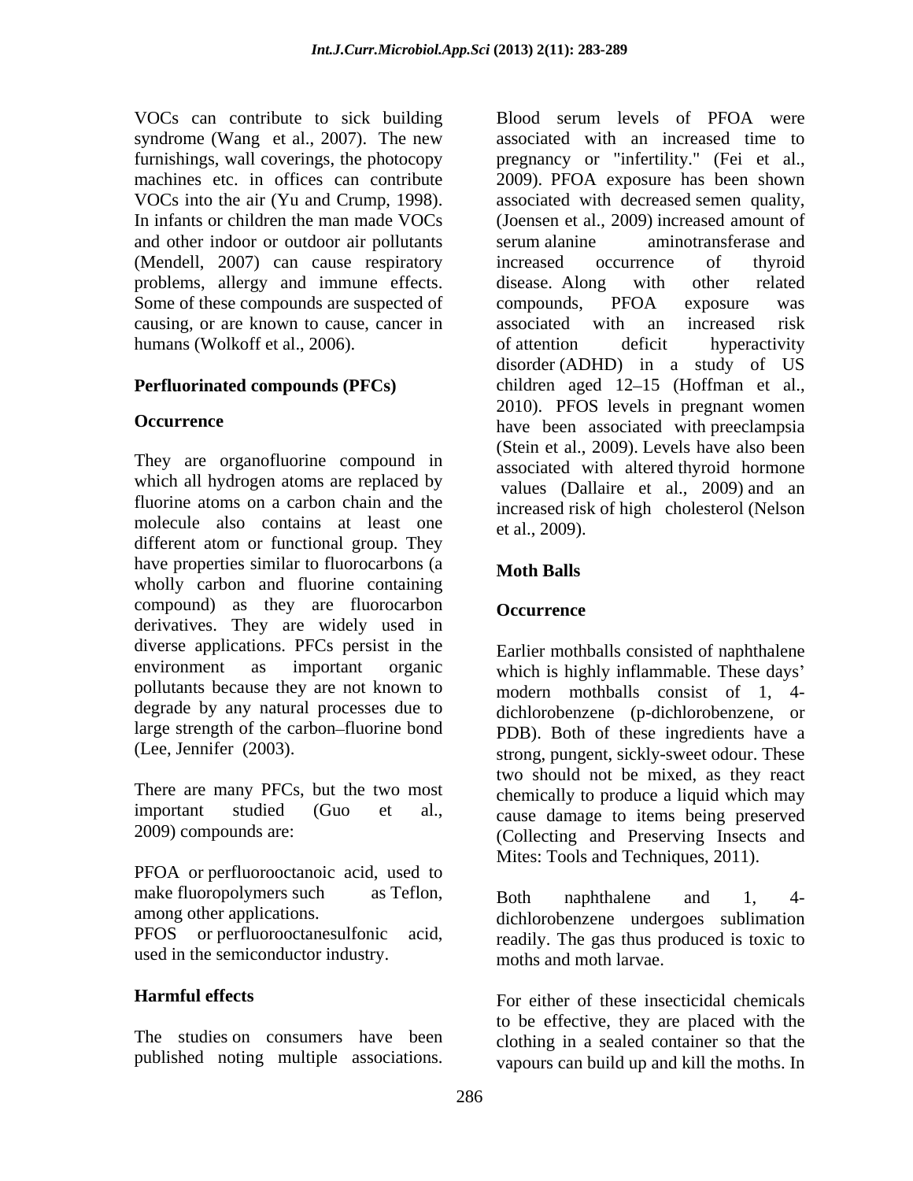VOCs can contribute to sick building syndrome (Wang et al., 2007). The new furnishings, wall coverings, the photocopy machines etc. in offices can contribute VOCs into the air (Yu and Crump, 1998). In infants or children the man made VOCs and other indoor or outdoor air pollutants (Mendell, 2007) can cause respiratory problems, allergy and immune effects. Some of these compounds are suspected of causing, or are known to cause, cancer in humans (Wolkoff et al., 2006).

## Perfluorinated compounds (PFCs)

### Occurrence

They are organofluorine compound in which all hydrogen atoms are replaced by fluorine atoms on a carbon chain and the molecule also contains at least one different atom or functional group. They have properties similar to fluorocarbons (a wholly carbon and fluorine containing compound) as they are fluorocarbon derivatives. They are widely used in diverse applications. PFCs persist in the environment as important organic pollutants because they are not known to degrade by any natural processes due to large strength of the carbon–fluorine bond (Lee, Jennifer (2003).

There are many PFCs, but the two most important studied (Guo et al., 2009) compounds are:

PFOA or perfluorooctanoic acid, used to make fluoropolymers such as Teflon, among other applications.
PFOS or perfluorooctanesulfonic acid, used in the semiconductor industry.

### Harmful effects

The studies on consumers have been published noting multiple associations. Blood serum levels of PFOA were associated with an increased time to pregnancy or "infertility." (Fei et al., 2009). PFOA exposure has been shown associated with decreased semen quality, (Joensen et al., 2009) increased amount of serum alanine aminotransferase and increased occurrence of thyroid disease. Along with other related compounds, PFOA exposure was associated with an increased risk of attention deficit hyperactivity disorder (ADHD) in a study of US children aged 12–15 (Hoffman et al., 2010). PFOS levels in pregnant women have been associated with preeclampsia (Stein et al., 2009). Levels have also been associated with altered thyroid hormone values (Dallaire et al., 2009) and an increased risk of high cholesterol (Nelson et al., 2009).

## Moth Balls

### Occurrence

Earlier mothballs consisted of naphthalene which is highly inflammable. These days' modern mothballs consist of 1, 4-dichlorobenzene (p-dichlorobenzene, or PDB). Both of these ingredients have a strong, pungent, sickly-sweet odour. These two should not be mixed, as they react chemically to produce a liquid which may cause damage to items being preserved (Collecting and Preserving Insects and Mites: Tools and Techniques, 2011).

Both naphthalene and 1, 4-dichlorobenzene undergoes sublimation readily. The gas thus produced is toxic to moths and moth larvae.

For either of these insecticidal chemicals to be effective, they are placed with the clothing in a sealed container so that the vapours can build up and kill the moths. In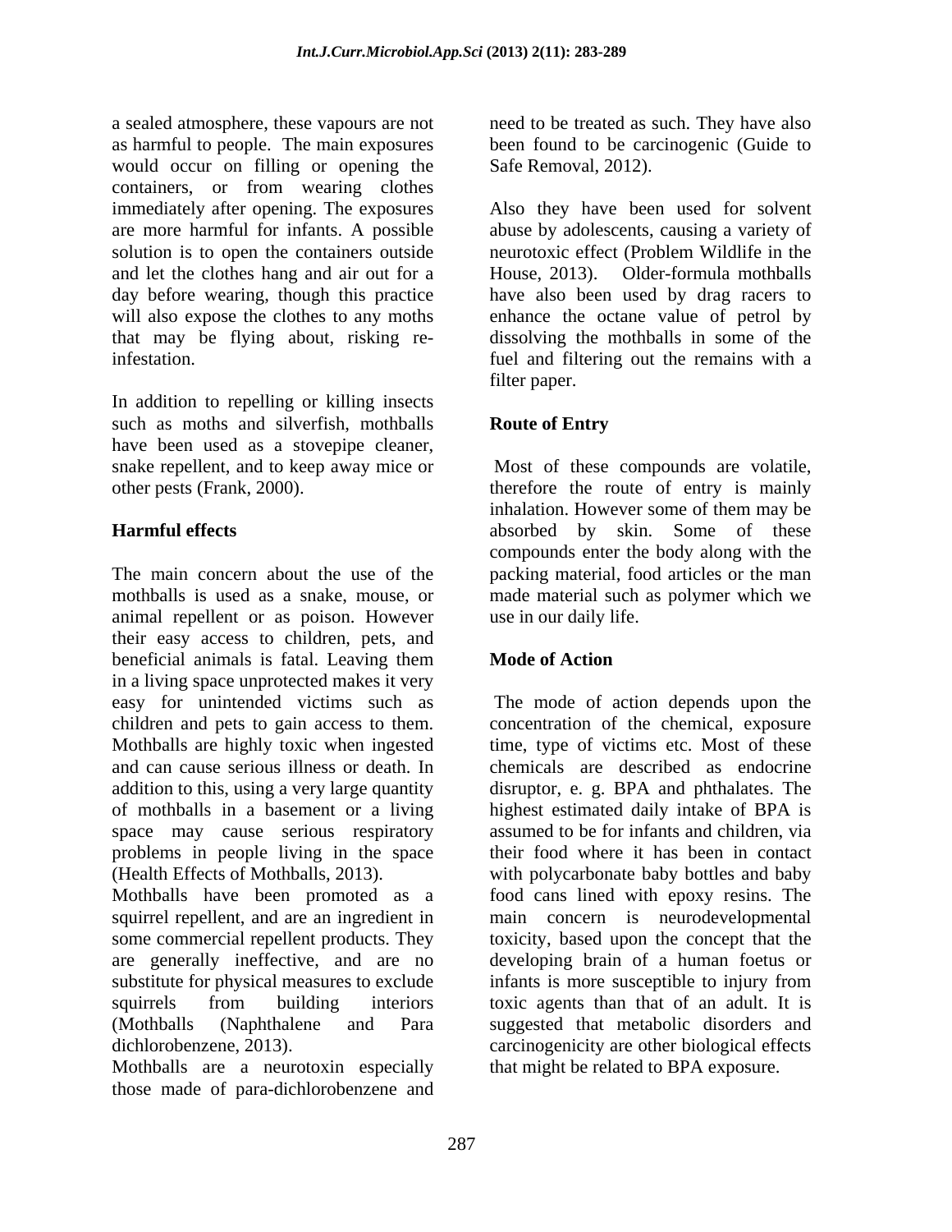a sealed atmosphere, these vapours are not as harmful to people. The main exposures would occur on filling or opening the containers, or from wearing clothes immediately after opening. The exposures are more harmful for infants. A possible solution is to open the containers outside and let the clothes hang and air out for a day before wearing, though this practice will also expose the clothes to any moths that may be flying about, risking re-infestation.

In addition to repelling or killing insects such as moths and silverfish, mothballs have been used as a stovepipe cleaner, snake repellent, and to keep away mice or other pests (Frank, 2000).

**Harmful effects**

The main concern about the use of the mothballs is used as a snake, mouse, or animal repellent or as poison. However their easy access to children, pets, and beneficial animals is fatal. Leaving them in a living space unprotected makes it very easy for unintended victims such as children and pets to gain access to them. Mothballs are highly toxic when ingested and can cause serious illness or death. In addition to this, using a very large quantity of mothballs in a basement or a living space may cause serious respiratory problems in people living in the space (Health Effects of Mothballs, 2013).

Mothballs have been promoted as a squirrel repellent, and are an ingredient in some commercial repellent products. They are generally ineffective, and are no substitute for physical measures to exclude squirrels from building interiors (Mothballs (Naphthalene and Para dichlorobenzene, 2013).

Mothballs are a neurotoxin especially those made of para-dichlorobenzene and need to be treated as such. They have also been found to be carcinogenic (Guide to Safe Removal, 2012).

Also they have been used for solvent abuse by adolescents, causing a variety of neurotoxic effect (Problem Wildlife in the House, 2013). Older-formula mothballs have also been used by drag racers to enhance the octane value of petrol by dissolving the mothballs in some of the fuel and filtering out the remains with a filter paper.

**Route of Entry**

Most of these compounds are volatile, therefore the route of entry is mainly inhalation. However some of them may be absorbed by skin. Some of these compounds enter the body along with the packing material, food articles or the man made material such as polymer which we use in our daily life.

**Mode of Action**

The mode of action depends upon the concentration of the chemical, exposure time, type of victims etc. Most of these chemicals are described as endocrine disruptor, e. g. BPA and phthalates. The highest estimated daily intake of BPA is assumed to be for infants and children, via their food where it has been in contact with polycarbonate baby bottles and baby food cans lined with epoxy resins. The main concern is neurodevelopmental toxicity, based upon the concept that the developing brain of a human foetus or infants is more susceptible to injury from toxic agents than that of an adult. It is suggested that metabolic disorders and carcinogenicity are other biological effects that might be related to BPA exposure.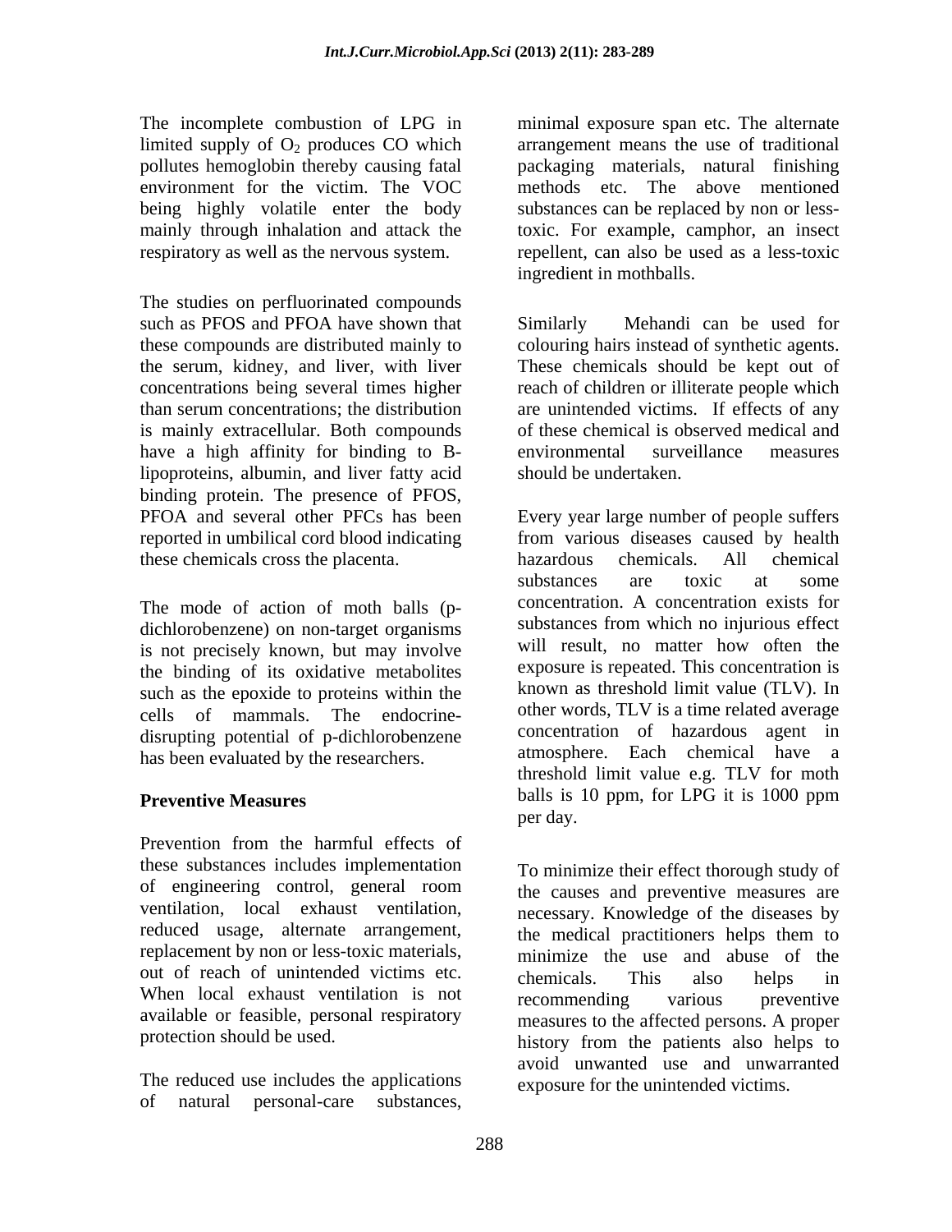The incomplete combustion of LPG in limited supply of $O_2$ produces CO which pollutes hemoglobin thereby causing fatal environment for the victim. The VOC being highly volatile enter the body mainly through inhalation and attack the respiratory as well as the nervous system.

The studies on perfluorinated compounds such as PFOS and PFOA have shown that these compounds are distributed mainly to the serum, kidney, and liver, with liver concentrations being several times higher than serum concentrations; the distribution is mainly extracellular. Both compounds have a high affinity for binding to B-lipoproteins, albumin, and liver fatty acid binding protein. The presence of PFOS, PFOA and several other PFCs has been reported in umbilical cord blood indicating these chemicals cross the placenta.

The mode of action of moth balls (p-dichlorobenzene) on non-target organisms is not precisely known, but may involve the binding of its oxidative metabolites such as the epoxide to proteins within the cells of mammals. The endocrine-disrupting potential of p-dichlorobenzene has been evaluated by the researchers.

## Preventive Measures

Prevention from the harmful effects of these substances includes implementation of engineering control, general room ventilation, local exhaust ventilation, reduced usage, alternate arrangement, replacement by non or less-toxic materials, out of reach of unintended victims etc. When local exhaust ventilation is not available or feasible, personal respiratory protection should be used.

The reduced use includes the applications of natural personal-care substances, minimal exposure span etc. The alternate arrangement means the use of traditional packaging materials, natural finishing methods etc. The above mentioned substances can be replaced by non or less-toxic. For example, camphor, an insect repellent, can also be used as a less-toxic ingredient in mothballs.

Similarly Mehandi can be used for colouring hairs instead of synthetic agents. These chemicals should be kept out of reach of children or illiterate people which are unintended victims. If effects of any of these chemical is observed medical and environmental surveillance measures should be undertaken.

Every year large number of people suffers from various diseases caused by health hazardous chemicals. All chemical substances are toxic at some concentration. A concentration exists for substances from which no injurious effect will result, no matter how often the exposure is repeated. This concentration is known as threshold limit value (TLV). In other words, TLV is a time related average concentration of hazardous agent in atmosphere. Each chemical have a threshold limit value e.g. TLV for moth balls is 10 ppm, for LPG it is 1000 ppm per day.

To minimize their effect thorough study of the causes and preventive measures are necessary. Knowledge of the diseases by the medical practitioners helps them to minimize the use and abuse of the chemicals. This also helps in recommending various preventive measures to the affected persons. A proper history from the patients also helps to avoid unwanted use and unwarranted exposure for the unintended victims.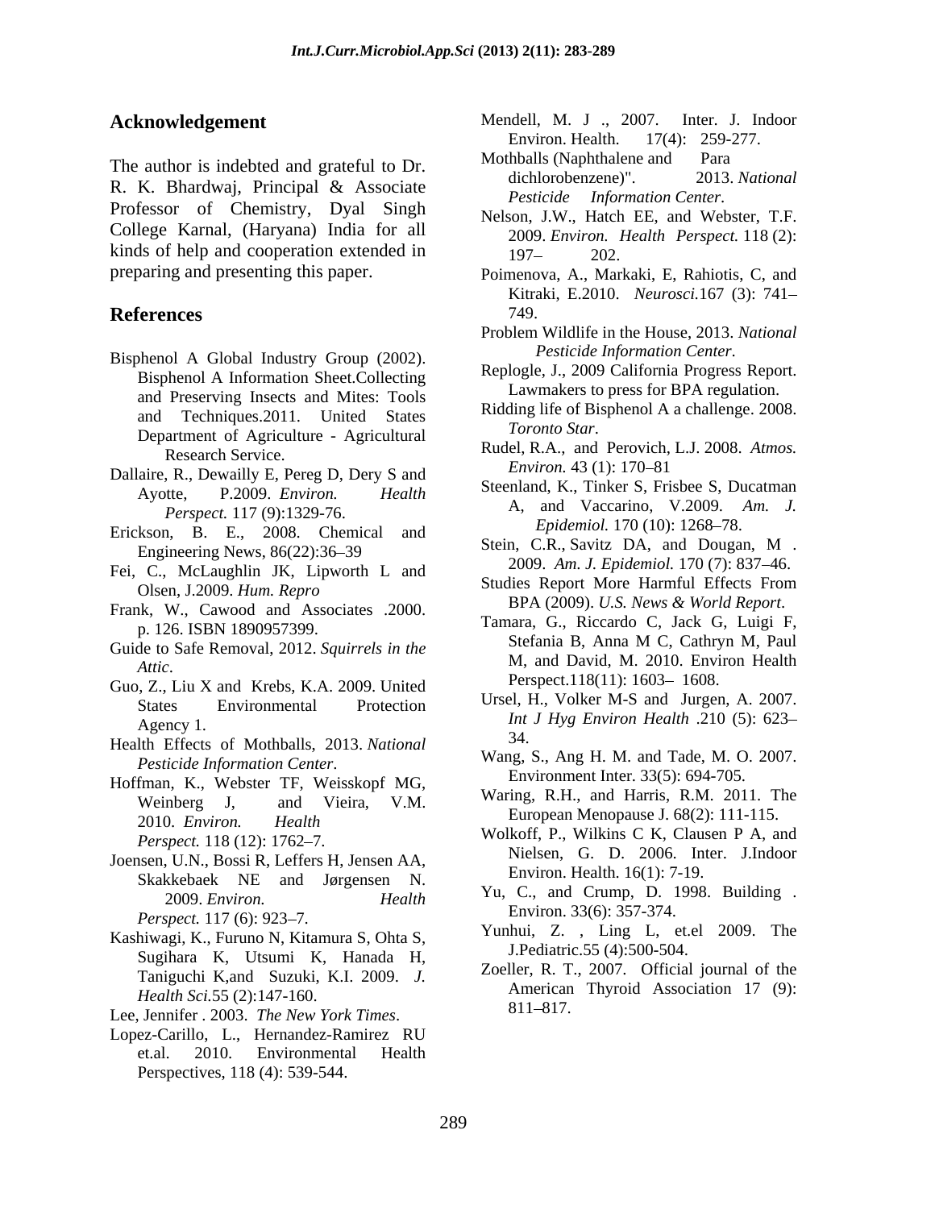## Acknowledgement

The author is indebted and grateful to Dr. R. K. Bhardwaj, Principal & Associate Professor of Chemistry, Dyal Singh College Karnal, (Haryana) India for all kinds of help and cooperation extended in preparing and presenting this paper.

## References

Bisphenol A Global Industry Group (2002). Bisphenol A Information Sheet.Collecting and Preserving Insects and Mites: Tools and Techniques.2011. United States Department of Agriculture - Agricultural Research Service.

Dallaire, R., Dewailly E, Pereg D, Dery S and Ayotte, P.2009. *Environ. Health Perspect.* 117 (9):1329-76.

Erickson, B. E., 2008. Chemical and Engineering News, 86(22):36–39

Fei, C., McLaughlin JK, Lipworth L and Olsen, J.2009. *Hum. Repro*

Frank, W., Cawood and Associates .2000. p. 126. ISBN 1890957399.

Guide to Safe Removal, 2012. *Squirrels in the Attic*.

Guo, Z., Liu X and Krebs, K.A. 2009. United States Environmental Protection Agency 1.

Health Effects of Mothballs, 2013. *National Pesticide Information Center*.

Hoffman, K., Webster TF, Weisskopf MG, Weinberg J, and Vieira, V.M. 2010. *Environ. Health Perspect.* 118 (12): 1762–7.

Joensen, U.N., Bossi R, Leffers H, Jensen AA, Skakkebaek NE and Jørgensen N. 2009. *Environ. Health Perspect.* 117 (6): 923–7.

Kashiwagi, K., Furuno N, Kitamura S, Ohta S, Sugihara K, Utsumi K, Hanada H, Taniguchi K,and Suzuki, K.I. 2009. *J. Health Sci.*55 (2):147-160.

Lee, Jennifer . 2003. *The New York Times*.

Lopez-Carillo, L., Hernandez-Ramirez RU et.al. 2010. Environmental Health Perspectives, 118 (4): 539-544.

Mendell, M. J ., 2007. Inter. J. Indoor Environ. Health. 17(4): 259-277.

Mothballs (Naphthalene and Para dichlorobenzene)". 2013. *National Pesticide Information Center*.

Nelson, J.W., Hatch EE, and Webster, T.F. 2009. *Environ. Health Perspect.* 118 (2): 197– 202.

Poimenova, A., Markaki, E, Rahiotis, C, and Kitraki, E.2010. *Neurosci.*167 (3): 741–749.

Problem Wildlife in the House, 2013. *National Pesticide Information Center*.

Replogle, J., 2009 California Progress Report. Lawmakers to press for BPA regulation.

Ridding life of Bisphenol A a challenge. 2008. *Toronto Star*.

Rudel, R.A., and Perovich, L.J. 2008. *Atmos. Environ.* 43 (1): 170–81

Steenland, K., Tinker S, Frisbee S, Ducatman A, and Vaccarino, V.2009. *Am. J. Epidemiol.* 170 (10): 1268–78.

Stein, C.R., Savitz DA, and Dougan, M . 2009. *Am. J. Epidemiol.* 170 (7): 837–46.

Studies Report More Harmful Effects From BPA (2009). *U.S. News & World Report*.

Tamara, G., Riccardo C, Jack G, Luigi F, Stefania B, Anna M C, Cathryn M, Paul M, and David, M. 2010. Environ Health Perspect.118(11): 1603– 1608.

Ursel, H., Volker M-S and Jurgen, A. 2007. *Int J Hyg Environ Health* .210 (5): 623–34.

Wang, S., Ang H. M. and Tade, M. O. 2007. Environment Inter. 33(5): 694-705.

Waring, R.H., and Harris, R.M. 2011. The European Menopause J. 68(2): 111-115.

Wolkoff, P., Wilkins C K, Clausen P A, and Nielsen, G. D. 2006. Inter. J.Indoor Environ. Health. 16(1): 7-19.

Yu, C., and Crump, D. 1998. Building . Environ. 33(6): 357-374.

Yunhui, Z. , Ling L, et.el 2009. The J.Pediatric.55 (4):500-504.

Zoeller, R. T., 2007. Official journal of the American Thyroid Association 17 (9): 811–817.